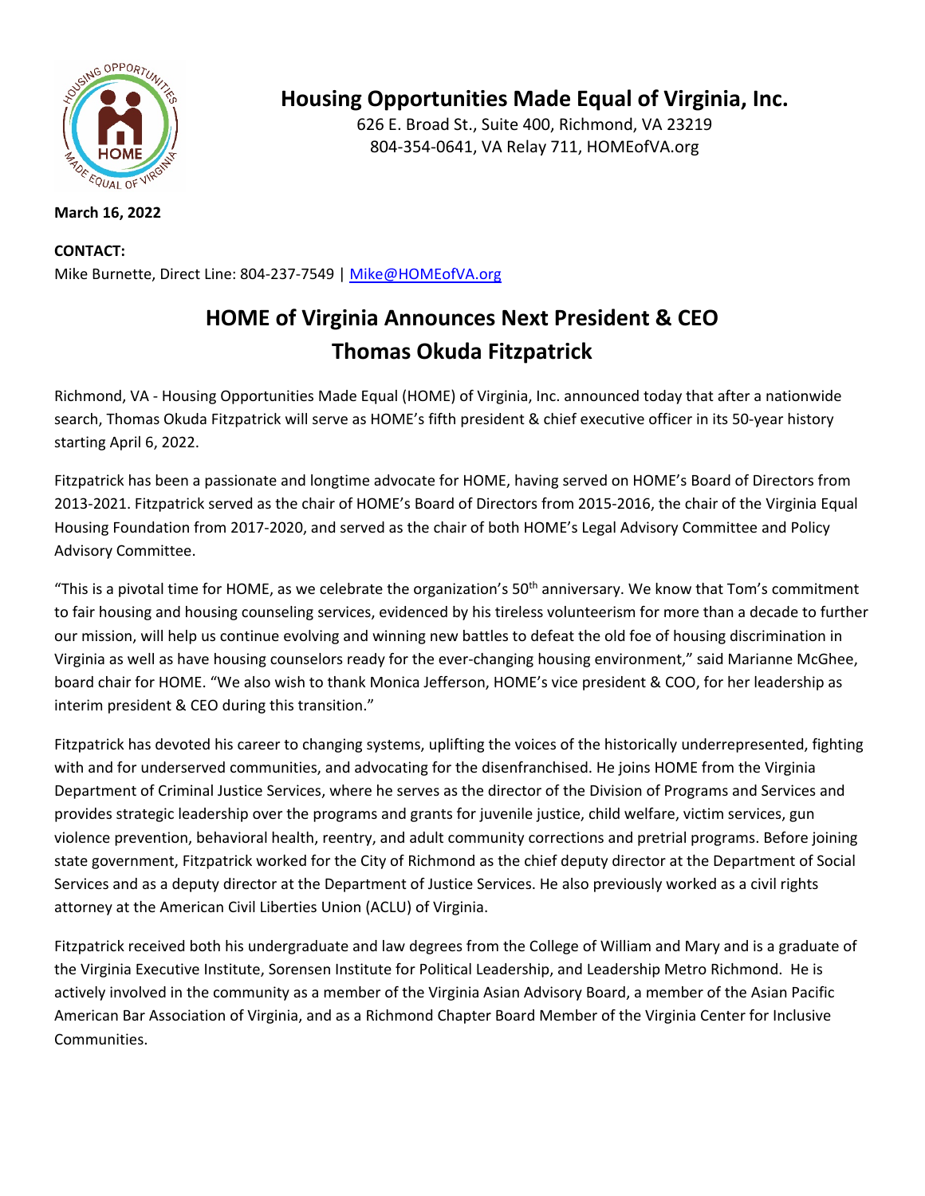# Housing Opportunities Made Equal of Virginia, Inc.

626 E. Broad St., Suite 400, Richmond, VA 23219
804-354-0641, VA Relay 711, HOMEofVA.org

**March 16, 2022**

**CONTACT:**
Mike Burnette, Direct Line: 804-237-7549 | Mike@HOMEofVA.org

## HOME of Virginia Announces Next President & CEO
## Thomas Okuda Fitzpatrick

Richmond, VA - Housing Opportunities Made Equal (HOME) of Virginia, Inc. announced today that after a nationwide search, Thomas Okuda Fitzpatrick will serve as HOME's fifth president & chief executive officer in its 50-year history starting April 6, 2022.

Fitzpatrick has been a passionate and longtime advocate for HOME, having served on HOME's Board of Directors from 2013-2021. Fitzpatrick served as the chair of HOME's Board of Directors from 2015-2016, the chair of the Virginia Equal Housing Foundation from 2017-2020, and served as the chair of both HOME's Legal Advisory Committee and Policy Advisory Committee.

"This is a pivotal time for HOME, as we celebrate the organization's 50th anniversary. We know that Tom's commitment to fair housing and housing counseling services, evidenced by his tireless volunteerism for more than a decade to further our mission, will help us continue evolving and winning new battles to defeat the old foe of housing discrimination in Virginia as well as have housing counselors ready for the ever-changing housing environment," said Marianne McGhee, board chair for HOME. "We also wish to thank Monica Jefferson, HOME's vice president & COO, for her leadership as interim president & CEO during this transition."

Fitzpatrick has devoted his career to changing systems, uplifting the voices of the historically underrepresented, fighting with and for underserved communities, and advocating for the disenfranchised. He joins HOME from the Virginia Department of Criminal Justice Services, where he serves as the director of the Division of Programs and Services and provides strategic leadership over the programs and grants for juvenile justice, child welfare, victim services, gun violence prevention, behavioral health, reentry, and adult community corrections and pretrial programs. Before joining state government, Fitzpatrick worked for the City of Richmond as the chief deputy director at the Department of Social Services and as a deputy director at the Department of Justice Services. He also previously worked as a civil rights attorney at the American Civil Liberties Union (ACLU) of Virginia.

Fitzpatrick received both his undergraduate and law degrees from the College of William and Mary and is a graduate of the Virginia Executive Institute, Sorensen Institute for Political Leadership, and Leadership Metro Richmond. He is actively involved in the community as a member of the Virginia Asian Advisory Board, a member of the Asian Pacific American Bar Association of Virginia, and as a Richmond Chapter Board Member of the Virginia Center for Inclusive Communities.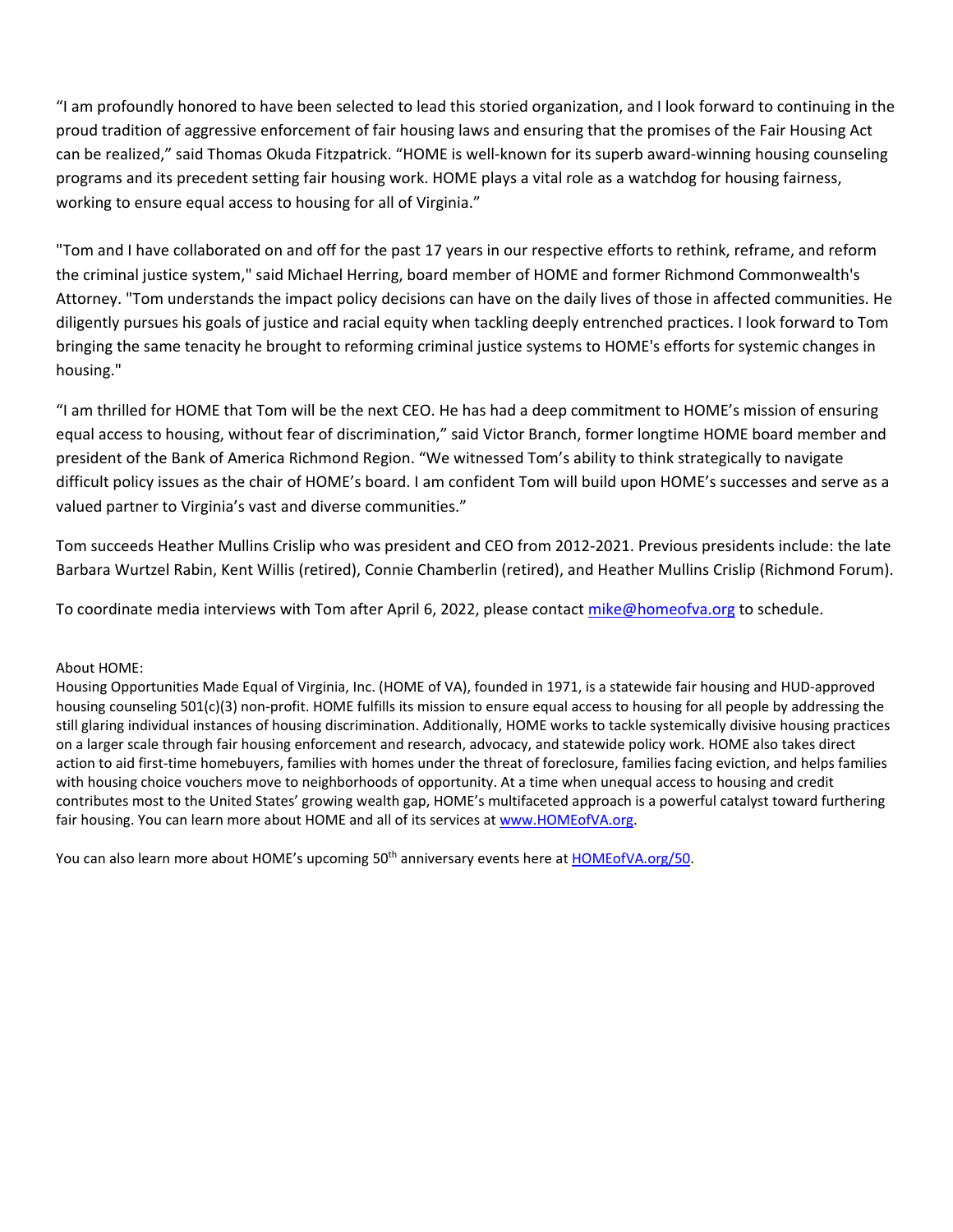"I am profoundly honored to have been selected to lead this storied organization, and I look forward to continuing in the proud tradition of aggressive enforcement of fair housing laws and ensuring that the promises of the Fair Housing Act can be realized," said Thomas Okuda Fitzpatrick. "HOME is well-known for its superb award-winning housing counseling programs and its precedent setting fair housing work. HOME plays a vital role as a watchdog for housing fairness, working to ensure equal access to housing for all of Virginia."

"Tom and I have collaborated on and off for the past 17 years in our respective efforts to rethink, reframe, and reform the criminal justice system," said Michael Herring, board member of HOME and former Richmond Commonwealth's Attorney. "Tom understands the impact policy decisions can have on the daily lives of those in affected communities. He diligently pursues his goals of justice and racial equity when tackling deeply entrenched practices. I look forward to Tom bringing the same tenacity he brought to reforming criminal justice systems to HOME's efforts for systemic changes in housing."

"I am thrilled for HOME that Tom will be the next CEO. He has had a deep commitment to HOME's mission of ensuring equal access to housing, without fear of discrimination," said Victor Branch, former longtime HOME board member and president of the Bank of America Richmond Region. "We witnessed Tom's ability to think strategically to navigate difficult policy issues as the chair of HOME's board. I am confident Tom will build upon HOME's successes and serve as a valued partner to Virginia's vast and diverse communities."

Tom succeeds Heather Mullins Crislip who was president and CEO from 2012-2021. Previous presidents include: the late Barbara Wurtzel Rabin, Kent Willis (retired), Connie Chamberlin (retired), and Heather Mullins Crislip (Richmond Forum).

To coordinate media interviews with Tom after April 6, 2022, please contact mike@homeofva.org to schedule.

About HOME:
Housing Opportunities Made Equal of Virginia, Inc. (HOME of VA), founded in 1971, is a statewide fair housing and HUD-approved housing counseling 501(c)(3) non-profit. HOME fulfills its mission to ensure equal access to housing for all people by addressing the still glaring individual instances of housing discrimination. Additionally, HOME works to tackle systemically divisive housing practices on a larger scale through fair housing enforcement and research, advocacy, and statewide policy work. HOME also takes direct action to aid first-time homebuyers, families with homes under the threat of foreclosure, families facing eviction, and helps families with housing choice vouchers move to neighborhoods of opportunity. At a time when unequal access to housing and credit contributes most to the United States' growing wealth gap, HOME's multifaceted approach is a powerful catalyst toward furthering fair housing. You can learn more about HOME and all of its services at www.HOMEofVA.org.

You can also learn more about HOME's upcoming 50th anniversary events here at HOMEofVA.org/50.